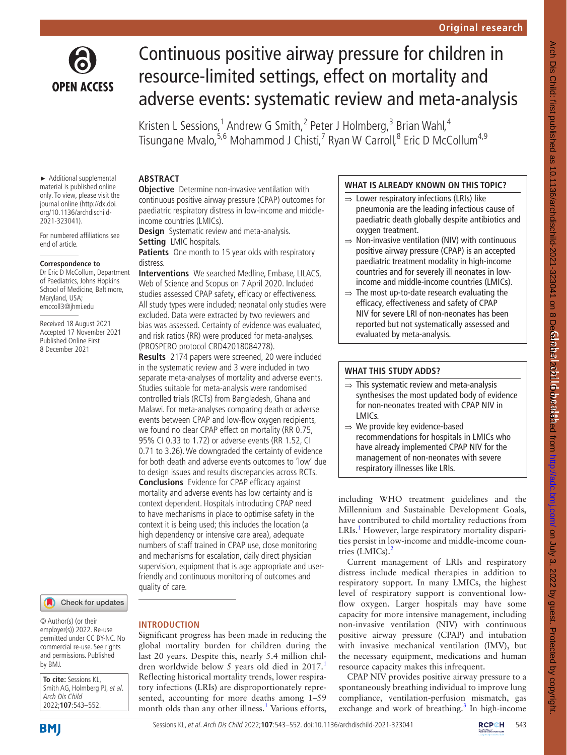# Continuous positive airway pressure for children in resource-limited settings, effect on mortality and adverse events: systematic review and meta-analysis

Kristen L Sessions,[1] Andrew G Smith,[2] Peter J Holmberg,[3] Brian Wahl,[4] Tisungane Mvalo,[5,6] Mohammod J Chisti,[7] Ryan W Carroll,[8] Eric D McCollum[4,9]

► Additional supplemental material is published online only. To view, please visit the journal online (http://dx.doi.org/10.1136/archdischild-2021-323041).

For numbered affiliations see end of article.

**Correspondence to**
Dr Eric D McCollum, Department of Paediatrics, Johns Hopkins School of Medicine, Baltimore, Maryland, USA; emccoll3@jhmi.edu

Received 18 August 2021
Accepted 17 November 2021
Published Online First 8 December 2021

## ABSTRACT

**Objective** Determine non-invasive ventilation with continuous positive airway pressure (CPAP) outcomes for paediatric respiratory distress in low-income and middle-income countries (LMICs).

**Design** Systematic review and meta-analysis.

**Setting** LMIC hospitals.

**Patients** One month to 15 year olds with respiratory distress.

**Interventions** We searched Medline, Embase, LILACS, Web of Science and Scopus on 7 April 2020. Included studies assessed CPAP safety, efficacy or effectiveness. All study types were included; neonatal only studies were excluded. Data were extracted by two reviewers and bias was assessed. Certainty of evidence was evaluated, and risk ratios (RR) were produced for meta-analyses. (PROSPERO protocol CRD42018084278).

**Results** 2174 papers were screened, 20 were included in the systematic review and 3 were included in two separate meta-analyses of mortality and adverse events. Studies suitable for meta-analysis were randomised controlled trials (RCTs) from Bangladesh, Ghana and Malawi. For meta-analyses comparing death or adverse events between CPAP and low-flow oxygen recipients, we found no clear CPAP effect on mortality (RR 0.75, 95% CI 0.33 to 1.72) or adverse events (RR 1.52, CI 0.71 to 3.26). We downgraded the certainty of evidence for both death and adverse events outcomes to 'low' due to design issues and results discrepancies across RCTs.

**Conclusions** Evidence for CPAP efficacy against mortality and adverse events has low certainty and is context dependent. Hospitals introducing CPAP need to have mechanisms in place to optimise safety in the context it is being used; this includes the location (a high dependency or intensive care area), adequate numbers of staff trained in CPAP use, close monitoring and mechanisms for escalation, daily direct physician supervision, equipment that is age appropriate and user-friendly and continuous monitoring of outcomes and quality of care.

© Author(s) (or their employer(s)) 2022. Re-use permitted under CC BY-NC. No commercial re-use. See rights and permissions. Published by BMJ.

**To cite:** Sessions KL, Smith AG, Holmberg PJ, *et al*. *Arch Dis Child* 2022;**107**:543–552.

## WHAT IS ALREADY KNOWN ON THIS TOPIC?

- Lower respiratory infections (LRIs) like pneumonia are the leading infectious cause of paediatric death globally despite antibiotics and oxygen treatment.
- Non-invasive ventilation (NIV) with continuous positive airway pressure (CPAP) is an accepted paediatric treatment modality in high-income countries and for severely ill neonates in low-income and middle-income countries (LMICs).
- The most up-to-date research evaluating the efficacy, effectiveness and safety of CPAP NIV for severe LRI of non-neonates has been reported but not systematically assessed and evaluated by meta-analysis.

## WHAT THIS STUDY ADDS?

- This systematic review and meta-analysis synthesises the most updated body of evidence for non-neonates treated with CPAP NIV in LMICs.
- We provide key evidence-based recommendations for hospitals in LMICs who have already implemented CPAP NIV for the management of non-neonates with severe respiratory illnesses like LRIs.

## INTRODUCTION

Significant progress has been made in reducing the global mortality burden for children during the last 20 years. Despite this, nearly 5.4 million children worldwide below 5 years old died in 2017.[1] Reflecting historical mortality trends, lower respiratory infections (LRIs) are disproportionately represented, accounting for more deaths among 1–59 month olds than any other illness.[1] Various efforts, including WHO treatment guidelines and the Millennium and Sustainable Development Goals, have contributed to child mortality reductions from LRIs.[1] However, large respiratory mortality disparities persist in low-income and middle-income countries (LMICs).[2]

Current management of LRIs and respiratory distress include medical therapies in addition to respiratory support. In many LMICs, the highest level of respiratory support is conventional low-flow oxygen. Larger hospitals may have some capacity for more intensive management, including non-invasive ventilation (NIV) with continuous positive airway pressure (CPAP) and intubation with invasive mechanical ventilation (IMV), but the necessary equipment, medications and human resource capacity makes this infrequent.

CPAP NIV provides positive airway pressure to a spontaneously breathing individual to improve lung compliance, ventilation-perfusion mismatch, gas exchange and work of breathing.[3] In high-income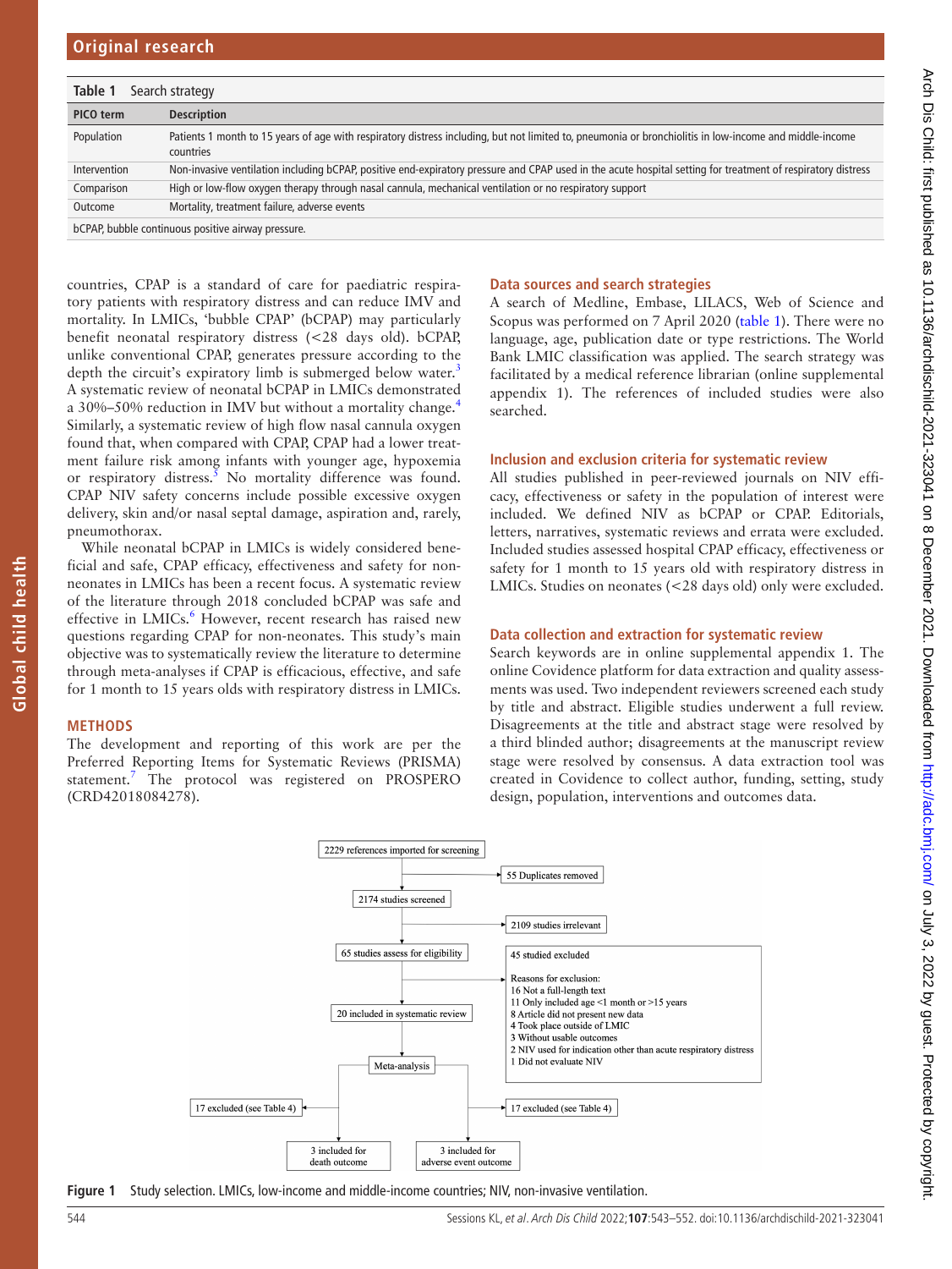**Table 1** Search strategy

| PICO term | Description |
|---|---|
| Population | Patients 1 month to 15 years of age with respiratory distress including, but not limited to, pneumonia or bronchiolitis in low-income and middle-income countries |
| Intervention | Non-invasive ventilation including bCPAP, positive end-expiratory pressure and CPAP used in the acute hospital setting for treatment of respiratory distress |
| Comparison | High or low-flow oxygen therapy through nasal cannula, mechanical ventilation or no respiratory support |
| Outcome | Mortality, treatment failure, adverse events |

bCPAP, bubble continuous positive airway pressure.

countries, CPAP is a standard of care for paediatric respiratory patients with respiratory distress and can reduce IMV and mortality. In LMICs, 'bubble CPAP' (bCPAP) may particularly benefit neonatal respiratory distress (<28 days old). bCPAP, unlike conventional CPAP, generates pressure according to the depth the circuit's expiratory limb is submerged below water.[3] A systematic review of neonatal bCPAP in LMICs demonstrated a 30%–50% reduction in IMV but without a mortality change.[4] Similarly, a systematic review of high flow nasal cannula oxygen found that, when compared with CPAP, CPAP had a lower treatment failure risk among infants with younger age, hypoxemia or respiratory distress.[5] No mortality difference was found. CPAP NIV safety concerns include possible excessive oxygen delivery, skin and/or nasal septal damage, aspiration and, rarely, pneumothorax.

While neonatal bCPAP in LMICs is widely considered beneficial and safe, CPAP efficacy, effectiveness and safety for non-neonates in LMICs has been a recent focus. A systematic review of the literature through 2018 concluded bCPAP was safe and effective in LMICs.[6] However, recent research has raised new questions regarding CPAP for non-neonates. This study's main objective was to systematically review the literature to determine through meta-analyses if CPAP is efficacious, effective, and safe for 1 month to 15 years olds with respiratory distress in LMICs.

## METHODS

The development and reporting of this work are per the Preferred Reporting Items for Systematic Reviews (PRISMA) statement.[7] The protocol was registered on PROSPERO (CRD42018084278).

### Data sources and search strategies

A search of Medline, Embase, LILACS, Web of Science and Scopus was performed on 7 April 2020 (table 1). There were no language, age, publication date or type restrictions. The World Bank LMIC classification was applied. The search strategy was facilitated by a medical reference librarian (online supplemental appendix 1). The references of included studies were also searched.

### Inclusion and exclusion criteria for systematic review

All studies published in peer-reviewed journals on NIV efficacy, effectiveness or safety in the population of interest were included. We defined NIV as bCPAP or CPAP. Editorials, letters, narratives, systematic reviews and errata were excluded. Included studies assessed hospital CPAP efficacy, effectiveness or safety for 1 month to 15 years old with respiratory distress in LMICs. Studies on neonates (<28 days old) only were excluded.

### Data collection and extraction for systematic review

Search keywords are in online supplemental appendix 1. The online Covidence platform for data extraction and quality assessments was used. Two independent reviewers screened each study by title and abstract. Eligible studies underwent a full review. Disagreements at the title and abstract stage were resolved by a third blinded author; disagreements at the manuscript review stage were resolved by consensus. A data extraction tool was created in Covidence to collect author, funding, setting, study design, population, interventions and outcomes data.

2229 references imported for screening → 55 Duplicates removed
2174 studies screened → 2109 studies irrelevant
65 studies assess for eligibility → 45 studied excluded

Reasons for exclusion:
16 Not a full-length text
11 Only included age <1 month or >15 years
8 Article did not present new data
4 Took place outside of LMIC
3 Without usable outcomes
2 NIV used for indication other than acute respiratory distress
1 Did not evaluate NIV

20 included in systematic review
Meta-analysis
17 excluded (see Table 4) → 3 included for death outcome
17 excluded (see Table 4) → 3 included for adverse event outcome

**Figure 1** Study selection. LMICs, low-income and middle-income countries; NIV, non-invasive ventilation.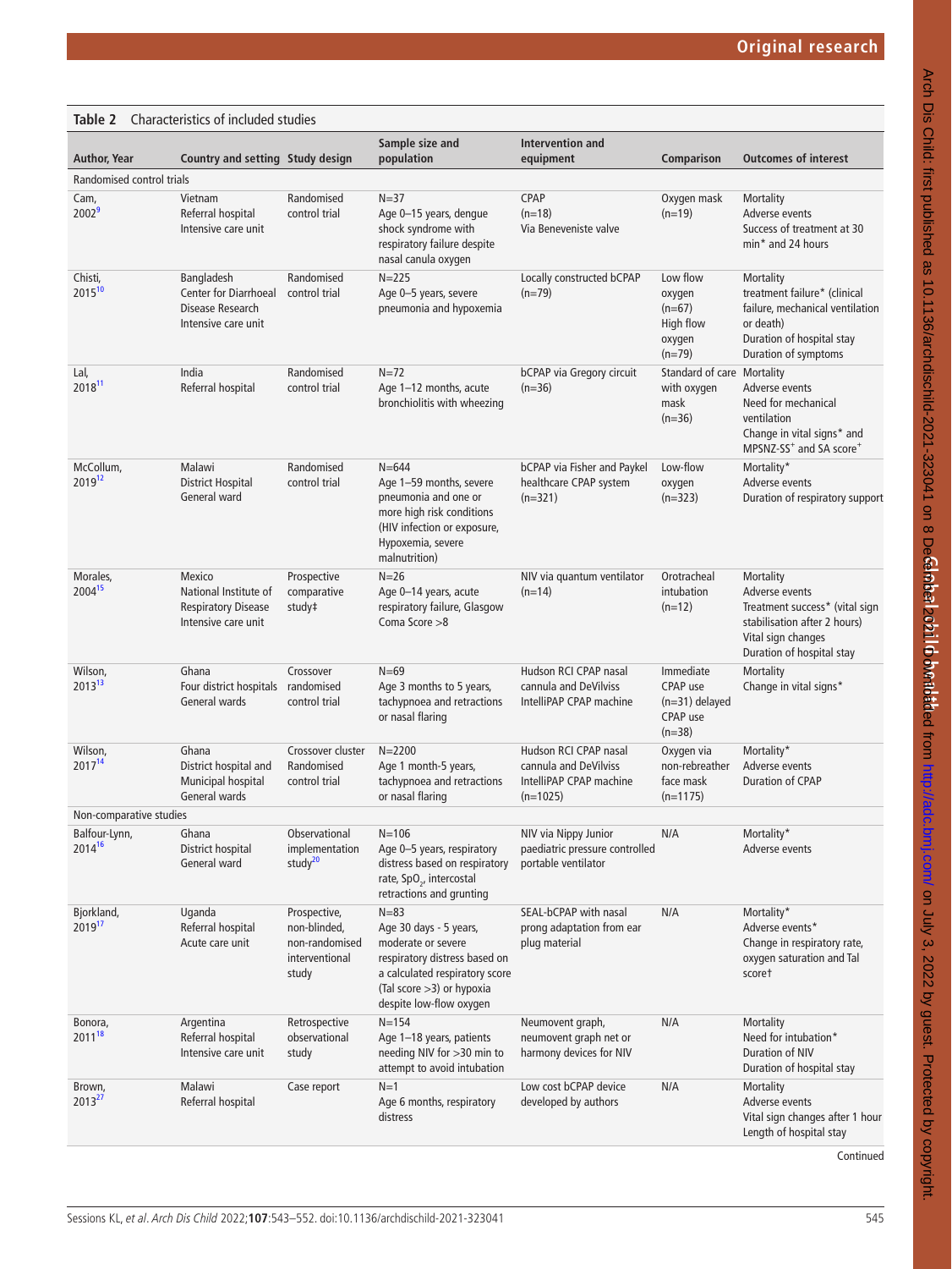**Table 2** Characteristics of included studies

| Author, Year | Country and setting | Study design | Sample size and population | Intervention and equipment | Comparison | Outcomes of interest |
|---|---|---|---|---|---|---|
| Randomised control trials | | | | | | |
| Cam, 2002[9] | Vietnam Referral hospital Intensive care unit | Randomised control trial | N=37 Age 0–15 years, dengue shock syndrome with respiratory failure despite nasal canula oxygen | CPAP (n=18) Via Beneveniste valve | Oxygen mask (n=19) | Mortality Adverse events Success of treatment at 30 min* and 24 hours |
| Chisti, 2015[10] | Bangladesh Center for Diarrhoeal Disease Research Intensive care unit | Randomised control trial | N=225 Age 0–5 years, severe pneumonia and hypoxemia | Locally constructed bCPAP (n=79) | Low flow oxygen (n=67) High flow oxygen (n=79) | Mortality treatment failure* (clinical failure, mechanical ventilation or death) Duration of hospital stay Duration of symptoms |
| Lal, 2018[11] | India Referral hospital | Randomised control trial | N=72 Age 1–12 months, acute bronchiolitis with wheezing | bCPAP via Gregory circuit (n=36) | Standard of care with oxygen mask (n=36) | Mortality Adverse events Need for mechanical ventilation Change in vital signs* and MPSNZ-SS[+] and SA score[+] |
| McCollum, 2019[12] | Malawi District Hospital General ward | Randomised control trial | N=644 Age 1–59 months, severe pneumonia and one or more high risk conditions (HIV infection or exposure, Hypoxemia, severe malnutrition) | bCPAP via Fisher and Paykel healthcare CPAP system (n=321) | Low-flow oxygen (n=323) | Mortality* Adverse events Duration of respiratory support |
| Morales, 2004[15] | Mexico National Institute of Respiratory Disease Intensive care unit | Prospective comparative study‡ | N=26 Age 0–14 years, acute respiratory failure, Glasgow Coma Score >8 | NIV via quantum ventilator (n=14) | Orotracheal intubation (n=12) | Mortality Adverse events Treatment success* (vital sign stabilisation after 2 hours) Vital sign changes Duration of hospital stay |
| Wilson, 2013[13] | Ghana Four district hospitals General wards | Crossover randomised control trial | N=69 Age 3 months to 5 years, tachypnoea and retractions or nasal flaring | Hudson RCI CPAP nasal cannula and DeVilviss IntelliPAP CPAP machine | Immediate CPAP use (n=31) delayed CPAP use (n=38) | Mortality Change in vital signs* |
| Wilson, 2017[14] | Ghana District hospital and Municipal hospital General wards | Crossover cluster Randomised control trial | N=2200 Age 1 month-5 years, tachypnoea and retractions or nasal flaring | Hudson RCI CPAP nasal cannula and DeVilviss IntelliPAP CPAP machine (n=1025) | Oxygen via non-rebreather face mask (n=1175) | Mortality* Adverse events Duration of CPAP |
| Non-comparative studies | | | | | | |
| Balfour-Lynn, 2014[16] | Ghana District hospital General ward | Observational implementation study[20] | N=106 Age 0–5 years, respiratory distress based on respiratory rate, $SpO_2$, intercostal retractions and grunting | NIV via Nippy Junior paediatric pressure controlled portable ventilator | N/A | Mortality* Adverse events |
| Bjorkland, 2019[17] | Uganda Referral hospital Acute care unit | Prospective, non-blinded, non-randomised interventional study | N=83 Age 30 days - 5 years, moderate or severe respiratory distress based on a calculated respiratory score (Tal score >3) or hypoxia despite low-flow oxygen | SEAL-bCPAP with nasal prong adaptation from ear plug material | N/A | Mortality* Adverse events* Change in respiratory rate, oxygen saturation and Tal score† |
| Bonora, 2011[18] | Argentina Referral hospital Intensive care unit | Retrospective observational study | N=154 Age 1–18 years, patients needing NIV for >30 min to attempt to avoid intubation | Neumovent graph, neumovent graph net or harmony devices for NIV | N/A | Mortality Need for intubation* Duration of NIV Duration of hospital stay |
| Brown, 2013[27] | Malawi Referral hospital | Case report | N=1 Age 6 months, respiratory distress | Low cost bCPAP device developed by authors | N/A | Mortality Adverse events Vital sign changes after 1 hour Length of hospital stay |

Continued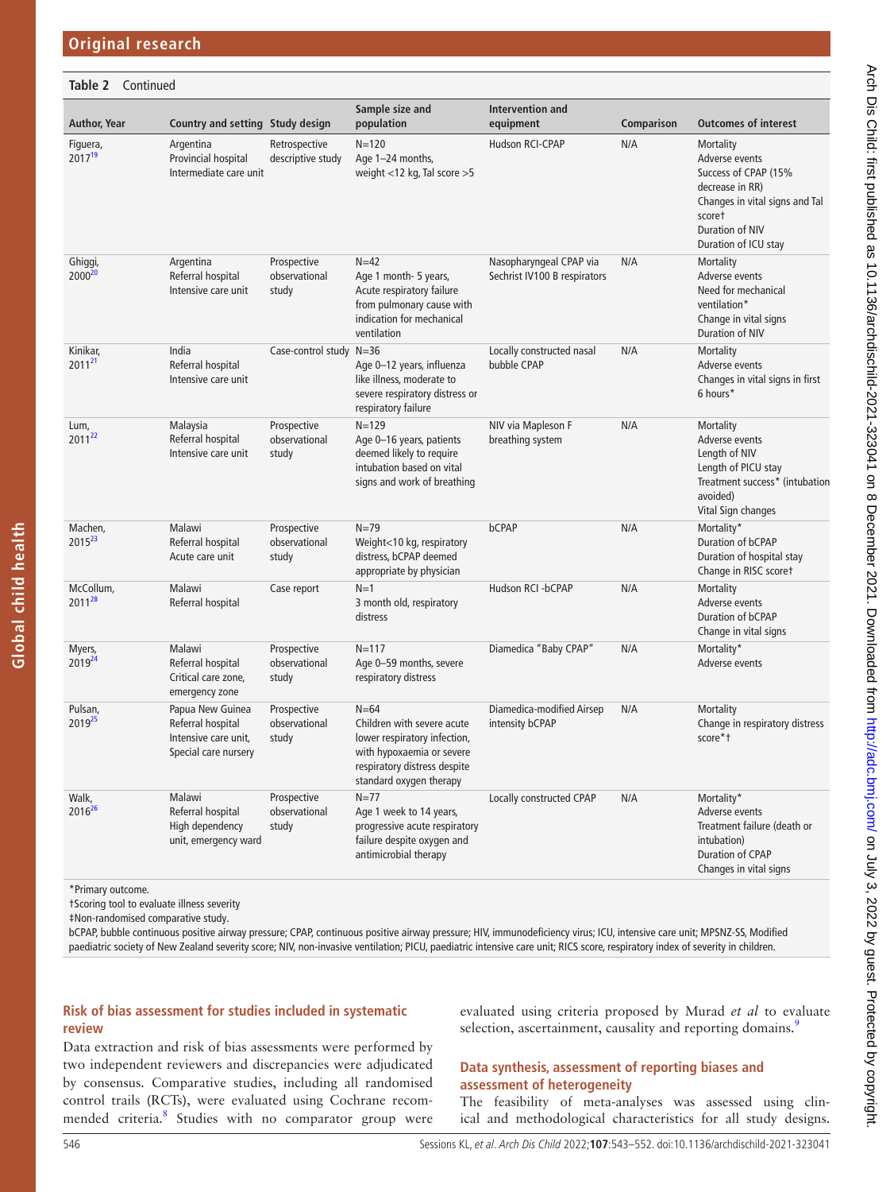**Table 2** Continued

| Author, Year | Country and setting | Study design | Sample size and population | Intervention and equipment | Comparison | Outcomes of interest |
|---|---|---|---|---|---|---|
| Figuera, 2017[19] | Argentina<br>Provincial hospital<br>Intermediate care unit | Retrospective descriptive study | N=120<br>Age 1–24 months, weight <12 kg, Tal score >5 | Hudson RCI-CPAP | N/A | Mortality<br>Adverse events<br>Success of CPAP (15% decrease in RR)<br>Changes in vital signs and Tal score†<br>Duration of NIV<br>Duration of ICU stay |
| Ghiggi, 2000[20] | Argentina<br>Referral hospital<br>Intensive care unit | Prospective observational study | N=42<br>Age 1 month- 5 years, Acute respiratory failure from pulmonary cause with indication for mechanical ventilation | Nasopharyngeal CPAP via Sechrist IV100 B respirators | N/A | Mortality<br>Adverse events<br>Need for mechanical ventilation*<br>Change in vital signs<br>Duration of NIV |
| Kinikar, 2011[21] | India<br>Referral hospital<br>Intensive care unit | Case-control study | N=36<br>Age 0–12 years, influenza like illness, moderate to severe respiratory distress or respiratory failure | Locally constructed nasal bubble CPAP | N/A | Mortality<br>Adverse events<br>Changes in vital signs in first 6 hours* |
| Lum, 2011[22] | Malaysia<br>Referral hospital<br>Intensive care unit | Prospective observational study | N=129<br>Age 0–16 years, patients deemed likely to require intubation based on vital signs and work of breathing | NIV via Mapleson F breathing system | N/A | Mortality<br>Adverse events<br>Length of NIV<br>Length of PICU stay<br>Treatment success* (intubation avoided)<br>Vital Sign changes |
| Machen, 2015[23] | Malawi<br>Referral hospital<br>Acute care unit | Prospective observational study | N=79<br>Weight<10 kg, respiratory distress, bCPAP deemed appropriate by physician | bCPAP | N/A | Mortality*<br>Duration of bCPAP<br>Duration of hospital stay<br>Change in RISC score† |
| McCollum, 2011[28] | Malawi<br>Referral hospital | Case report | N=1<br>3 month old, respiratory distress | Hudson RCI -bCPAP | N/A | Mortality<br>Adverse events<br>Duration of bCPAP<br>Change in vital signs |
| Myers, 2019[24] | Malawi<br>Referral hospital<br>Critical care zone, emergency zone | Prospective observational study | N=117<br>Age 0–59 months, severe respiratory distress | Diamedica "Baby CPAP" | N/A | Mortality*<br>Adverse events |
| Pulsan, 2019[25] | Papua New Guinea<br>Referral hospital<br>Intensive care unit, Special care nursery | Prospective observational study | N=64<br>Children with severe acute lower respiratory infection, with hypoxaemia or severe respiratory distress despite standard oxygen therapy | Diamedica-modified Airsep intensity bCPAP | N/A | Mortality<br>Change in respiratory distress score*† |
| Walk, 2016[26] | Malawi<br>Referral hospital<br>High dependency unit, emergency ward | Prospective observational study | N=77<br>Age 1 week to 14 years, progressive acute respiratory failure despite oxygen and antimicrobial therapy | Locally constructed CPAP | N/A | Mortality*<br>Adverse events<br>Treatment failure (death or intubation)<br>Duration of CPAP<br>Changes in vital signs |

*Primary outcome.
†Scoring tool to evaluate illness severity
‡Non-randomised comparative study.
bCPAP, bubble continuous positive airway pressure; CPAP, continuous positive airway pressure; HIV, immunodeficiency virus; ICU, intensive care unit; MPSNZ-SS, Modified paediatric society of New Zealand severity score; NIV, non-invasive ventilation; PICU, paediatric intensive care unit; RICS score, respiratory index of severity in children.

### Risk of bias assessment for studies included in systematic review

Data extraction and risk of bias assessments were performed by two independent reviewers and discrepancies were adjudicated by consensus. Comparative studies, including all randomised control trails (RCTs), were evaluated using Cochrane recommended criteria.[8] Studies with no comparator group were evaluated using criteria proposed by Murad *et al* to evaluate selection, ascertainment, causality and reporting domains.[9]

### Data synthesis, assessment of reporting biases and assessment of heterogeneity

The feasibility of meta-analyses was assessed using clinical and methodological characteristics for all study designs.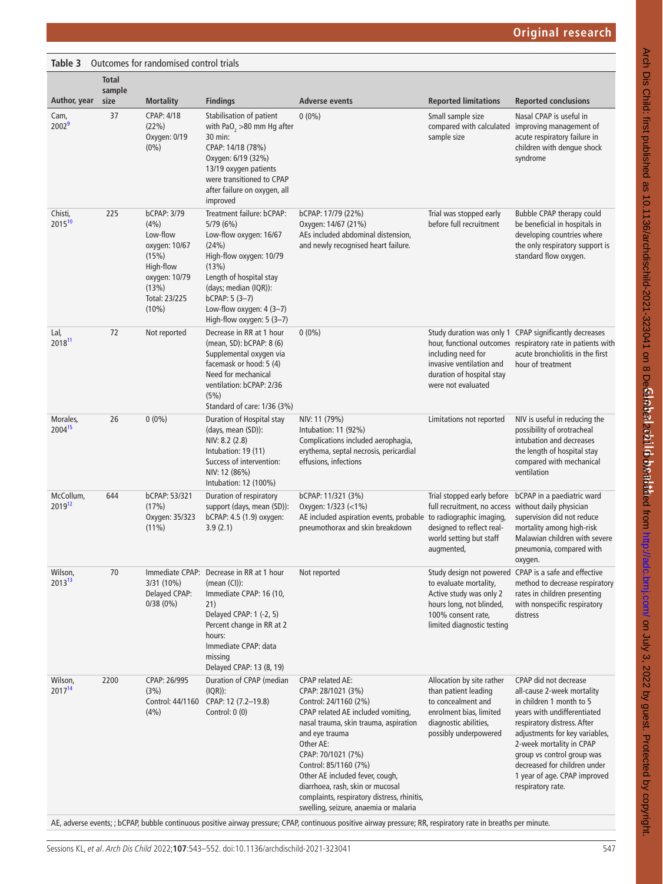**Table 3** Outcomes for randomised control trials

| Author, year | Total sample size | Mortality | Findings | Adverse events | Reported limitations | Reported conclusions |
|---|---|---|---|---|---|---|
| Cam, 2002[9] | 37 | CPAP: 4/18 (22%) Oxygen: 0/19 (0%) | Stabilisation of patient with $PaO_2$ >80 mm Hg after 30 min: CPAP: 14/18 (78%) Oxygen: 6/19 (32%) 13/19 oxygen patients were transitioned to CPAP after failure on oxygen, all improved | 0 (0%) | Small sample size compared with calculated sample size | Nasal CPAP is useful in improving management of acute respiratory failure in children with dengue shock syndrome |
| Chisti, 2015[10] | 225 | bCPAP: 3/79 (4%) Low-flow oxygen: 10/67 (15%) High-flow oxygen: 10/79 (13%) Total: 23/225 (10%) | Treatment failure: bCPAP: 5/79 (6%) Low-flow oxygen: 16/67 (24%) High-flow oxygen: 10/79 (13%) Length of hospital stay (days; median (IQR)): bCPAP: 5 (3–7) Low-flow oxygen: 4 (3–7) High-flow oxygen: 5 (3–7) | bCPAP: 17/79 (22%) Oxygen: 14/67 (21%) AEs included abdominal distension, and newly recognised heart failure. | Trial was stopped early before full recruitment | Bubble CPAP therapy could be beneficial in hospitals in developing countries where the only respiratory support is standard flow oxygen. |
| Lal, 2018[11] | 72 | Not reported | Decrease in RR at 1 hour (mean, SD): bCPAP: 8 (6) Supplemental oxygen via facemask or hood: 5 (4) Need for mechanical ventilation: bCPAP: 2/36 (5%) Standard of care: 1/36 (3%) | 0 (0%) | Study duration was only 1 hour, functional outcomes including need for invasive ventilation and duration of hospital stay were not evaluated | CPAP significantly decreases respiratory rate in patients with acute bronchiolitis in the first hour of treatment |
| Morales, 2004[15] | 26 | 0 (0%) | Duration of Hospital stay (days, mean (SD)): NIV: 8.2 (2.8) Intubation: 19 (11) Success of intervention: NIV: 12 (86%) Intubation: 12 (100%) | NIV: 11 (79%) Intubation: 11 (92%) Complications included aerophagia, erythema, septal necrosis, pericardial effusions, infections | Limitations not reported | NIV is useful in reducing the possibility of orotracheal intubation and decreases the length of hospital stay compared with mechanical ventilation |
| McCollum, 2019[12] | 644 | bCPAP: 53/321 (17%) Oxygen: 35/323 (11%) | Duration of respiratory support (days, mean (SD)): bCPAP: 4.5 (1.9) oxygen: 3.9 (2.1) | bCPAP: 11/321 (3%) Oxygen: 1/323 (<1%) AE included aspiration events, probable pneumothorax and skin breakdown | Trial stopped early before full recruitment, no access to radiographic imaging, designed to reflect real-world setting but staff augmented, | bCPAP in a paediatric ward without daily physician supervision did not reduce mortality among high-risk Malawian children with severe pneumonia, compared with oxygen. |
| Wilson, 2013[13] | 70 | Immediate CPAP: 3/31 (10%) Delayed CPAP: 0/38 (0%) | Decrease in RR at 1 hour (mean (CI)): Immediate CPAP: 16 (10, 21) Delayed CPAP: 1 (-2, 5) Percent change in RR at 2 hours: Immediate CPAP: data missing Delayed CPAP: 13 (8, 19) | Not reported | Study design not powered to evaluate mortality, Active study was only 2 hours long, not blinded, 100% consent rate, limited diagnostic testing | CPAP is a safe and effective method to decrease respiratory rates in children presenting with nonspecific respiratory distress |
| Wilson, 2017[14] | 2200 | CPAP: 26/995 (3%) Control: 44/1160 (4%) | Duration of CPAP (median (IQR)): CPAP: 12 (7.2–19.8) Control: 0 (0) | CPAP related AE: CPAP: 28/1021 (3%) Control: 24/1160 (2%) CPAP related AE included vomiting, nasal trauma, skin trauma, aspiration and eye trauma Other AE: CPAP: 70/1021 (7%) Control: 85/1160 (7%) Other AE included fever, cough, diarrhoea, rash, skin or mucosal complaints, respiratory distress, rhinitis, swelling, seizure, anaemia or malaria | Allocation by site rather than patient leading to concealment and enrolment bias, limited diagnostic abilities, possibly underpowered | CPAP did not decrease all-cause 2-week mortality in children 1 month to 5 years with undifferentiated respiratory distress. After adjustments for key variables, 2-week mortality in CPAP group vs control group was decreased for children under 1 year of age. CPAP improved respiratory rate. |

AE, adverse events; ; bCPAP, bubble continuous positive airway pressure; CPAP, continuous positive airway pressure; RR, respiratory rate in breaths per minute.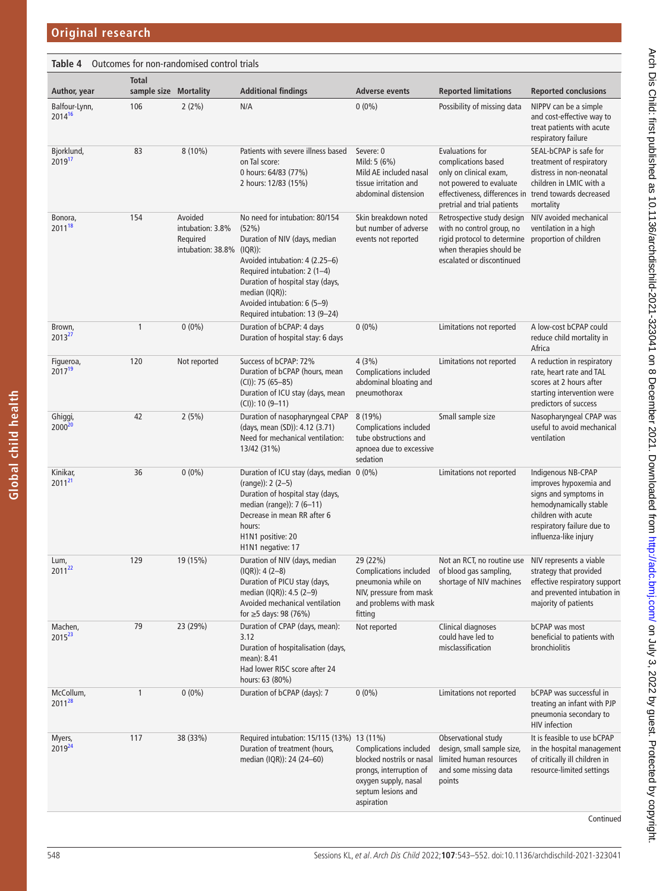**Table 4** Outcomes for non-randomised control trials

| Author, year | Total sample size | Mortality | Additional findings | Adverse events | Reported limitations | Reported conclusions |
|---|---|---|---|---|---|---|
| Balfour-Lynn, 2014[16] | 106 | 2 (2%) | N/A | 0 (0%) | Possibility of missing data | NIPPV can be a simple and cost-effective way to treat patients with acute respiratory failure |
| Bjorklund, 2019[17] | 83 | 8 (10%) | Patients with severe illness based on Tal score:<br>0 hours: 64/83 (77%)<br>2 hours: 12/83 (15%) | Severe: 0<br>Mild: 5 (6%)<br>Mild AE included nasal tissue irritation and abdominal distension | Evaluations for complications based only on clinical exam, not powered to evaluate effectiveness, differences in pretrial and trial patients | SEAL-bCPAP is safe for treatment of respiratory distress in non-neonatal children in LMIC with a trend towards decreased mortality |
| Bonora, 2011[18] | 154 | Avoided intubation: 3.8%<br>Required intubation: 38.8% | No need for intubation: 80/154 (52%)<br>Duration of NIV (days, median (IQR)):<br>Avoided intubation: 4 (2.25–6)<br>Required intubation: 2 (1–4)<br>Duration of hospital stay (days, median (IQR)):<br>Avoided intubation: 6 (5–9)<br>Required intubation: 13 (9–24) | Skin breakdown noted but number of adverse events not reported | Retrospective study design with no control group, no rigid protocol to determine when therapies should be escalated or discontinued | NIV avoided mechanical ventilation in a high proportion of children |
| Brown, 2013[27] | 1 | 0 (0%) | Duration of bCPAP: 4 days<br>Duration of hospital stay: 6 days | 0 (0%) | Limitations not reported | A low-cost bCPAP could reduce child mortality in Africa |
| Figueroa, 2017[19] | 120 | Not reported | Success of bCPAP: 72%<br>Duration of bCPAP (hours, mean (CI)): 75 (65–85)<br>Duration of ICU stay (days, mean (CI)): 10 (9–11) | 4 (3%)<br>Complications included abdominal bloating and pneumothorax | Limitations not reported | A reduction in respiratory rate, heart rate and TAL scores at 2 hours after starting intervention were predictors of success |
| Ghiggi, 2000[20] | 42 | 2 (5%) | Duration of nasopharyngeal CPAP (days, mean (SD)): 4.12 (3.71)<br>Need for mechanical ventilation: 13/42 (31%) | 8 (19%)<br>Complications included tube obstructions and apnoea due to excessive sedation | Small sample size | Nasopharyngeal CPAP was useful to avoid mechanical ventilation |
| Kinikar, 2011[21] | 36 | 0 (0%) | Duration of ICU stay (days, median (range)): 2 (2–5)<br>Duration of hospital stay (days, median (range)): 7 (6–11)<br>Decrease in mean RR after 6 hours:<br>H1N1 positive: 20<br>H1N1 negative: 17 | 0 (0%) | Limitations not reported | Indigenous NB-CPAP improves hypoxemia and signs and symptoms in hemodynamically stable children with acute respiratory failure due to influenza-like injury |
| Lum, 2011[22] | 129 | 19 (15%) | Duration of NIV (days, median (IQR)): 4 (2–8)<br>Duration of PICU stay (days, median (IQR)): 4.5 (2–9)<br>Avoided mechanical ventilation for ≥5 days: 98 (76%) | 29 (22%)<br>Complications included pneumonia while on NIV, pressure from mask and problems with mask fitting | Not an RCT, no routine use of blood gas sampling, shortage of NIV machines | NIV represents a viable strategy that provided effective respiratory support and prevented intubation in majority of patients |
| Machen, 2015[23] | 79 | 23 (29%) | Duration of CPAP (days, mean): 3.12<br>Duration of hospitalisation (days, mean): 8.41<br>Had lower RISC score after 24 hours: 63 (80%) | Not reported | Clinical diagnoses could have led to misclassification | bCPAP was most beneficial to patients with bronchiolitis |
| McCollum, 2011[28] | 1 | 0 (0%) | Duration of bCPAP (days): 7 | 0 (0%) | Limitations not reported | bCPAP was successful in treating an infant with PJP pneumonia secondary to HIV infection |
| Myers, 2019[24] | 117 | 38 (33%) | Required intubation: 15/115 (13%)<br>Duration of treatment (hours, median (IQR)): 24 (24–60) | 13 (11%)<br>Complications included blocked nostrils or nasal prongs, interruption of oxygen supply, nasal septum lesions and aspiration | Observational study design, small sample size, limited human resources and some missing data points | It is feasible to use bCPAP in the hospital management of critically ill children in resource-limited settings |

Continued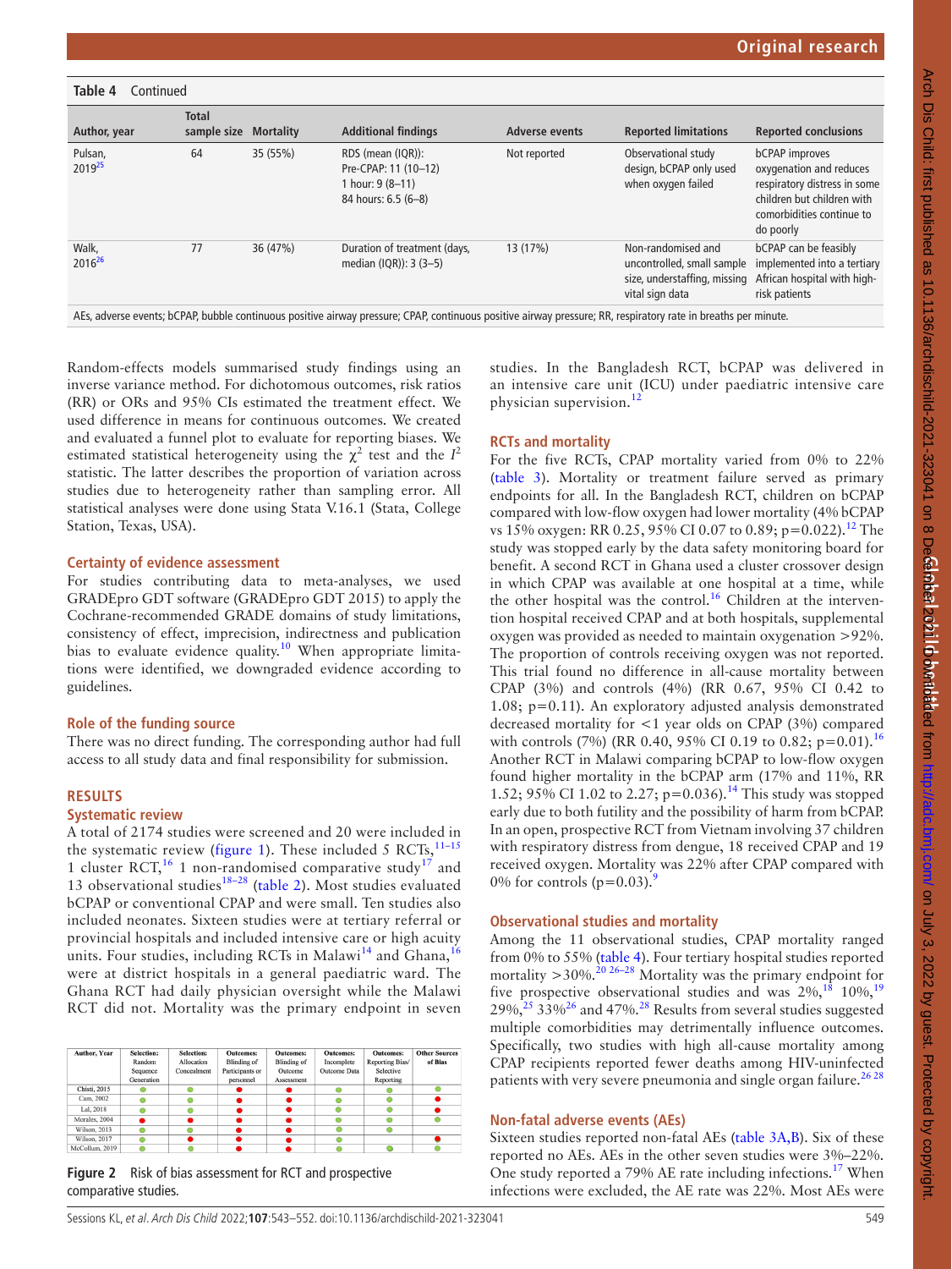**Table 4** Continued

| Author, year | Total sample size | Mortality | Additional findings | Adverse events | Reported limitations | Reported conclusions |
|---|---|---|---|---|---|---|
| Pulsan, 2019[25] | 64 | 35 (55%) | RDS (mean (IQR)):<br>Pre-CPAP: 11 (10–12)<br>1 hour: 9 (8–11)<br>84 hours: 6.5 (6–8) | Not reported | Observational study design, bCPAP only used when oxygen failed | bCPAP improves oxygenation and reduces respiratory distress in some children but children with comorbidities continue to do poorly |
| Walk, 2016[26] | 77 | 36 (47%) | Duration of treatment (days, median (IQR)): 3 (3–5) | 13 (17%) | Non-randomised and uncontrolled, small sample size, understaffing, missing vital sign data | bCPAP can be feasibly implemented into a tertiary African hospital with high-risk patients |

AEs, adverse events; bCPAP, bubble continuous positive airway pressure; CPAP, continuous positive airway pressure; RR, respiratory rate in breaths per minute.

Random-effects models summarised study findings using an inverse variance method. For dichotomous outcomes, risk ratios (RR) or ORs and 95% CIs estimated the treatment effect. We used difference in means for continuous outcomes. We created and evaluated a funnel plot to evaluate for reporting biases. We estimated statistical heterogeneity using the $\chi^2$ test and the $I^2$ statistic. The latter describes the proportion of variation across studies due to heterogeneity rather than sampling error. All statistical analyses were done using Stata V.16.1 (Stata, College Station, Texas, USA).

### Certainty of evidence assessment

For studies contributing data to meta-analyses, we used GRADEpro GDT software (GRADEpro GDT 2015) to apply the Cochrane-recommended GRADE domains of study limitations, consistency of effect, imprecision, indirectness and publication bias to evaluate evidence quality.[10] When appropriate limitations were identified, we downgraded evidence according to guidelines.

### Role of the funding source

There was no direct funding. The corresponding author had full access to all study data and final responsibility for submission.

## RESULTS

### Systematic review

A total of 2174 studies were screened and 20 were included in the systematic review (figure 1). These included 5 RCTs,[11–15] 1 cluster RCT,[16] 1 non-randomised comparative study[17] and 13 observational studies[18–28] (table 2). Most studies evaluated bCPAP or conventional CPAP and were small. Ten studies also included neonates. Sixteen studies were at tertiary referral or provincial hospitals and included intensive care or high acuity units. Four studies, including RCTs in Malawi[14] and Ghana,[16] were at district hospitals in a general paediatric ward. The Ghana RCT had daily physician oversight while the Malawi RCT did not. Mortality was the primary endpoint in seven

| Author, Year | Selection: Random Sequence Generation | Selection: Allocation Concealment | Outcomes: Blinding of Participants or personnel | Outcomes: Blinding of Outcome Assessment | Outcomes: Incomplete Outcome Data | Outcomes: Reporting Bias/ Selective Reporting | Other Sources of Bias |
|---|---|---|---|---|---|---|---|
| Chisti, 2015 | Green | Green | Red | Red | Green | Green | Green |
| Cam, 2002 | Green | Green | Red | Red | Green | Green | Red |
| Lal, 2018 | Green | Green | Red | Red | Green | Green | Red |
| Morales, 2004 | Red | Red | Red | Red | Green | Green | Green |
| Wilson, 2013 | Green | Green | Red | Red | Green | Green | |
| Wilson, 2017 | Green | Red | Red | Red | Green | | Red |
| McCollum, 2019 | Green | Green | Red | Red | Green | Green | Green |

**Figure 2** Risk of bias assessment for RCT and prospective comparative studies.

studies. In the Bangladesh RCT, bCPAP was delivered in an intensive care unit (ICU) under paediatric intensive care physician supervision.[12]

### RCTs and mortality

For the five RCTs, CPAP mortality varied from 0% to 22% (table 3). Mortality or treatment failure served as primary endpoints for all. In the Bangladesh RCT, children on bCPAP compared with low-flow oxygen had lower mortality (4% bCPAP vs 15% oxygen: RR 0.25, 95% CI 0.07 to 0.89; p=0.022).[12] The study was stopped early by the data safety monitoring board for benefit. A second RCT in Ghana used a cluster crossover design in which CPAP was available at one hospital at a time, while the other hospital was the control.[16] Children at the intervention hospital received CPAP and at both hospitals, supplemental oxygen was provided as needed to maintain oxygenation >92%. The proportion of controls receiving oxygen was not reported. This trial found no difference in all-cause mortality between CPAP (3%) and controls (4%) (RR 0.67, 95% CI 0.42 to 1.08; p=0.11). An exploratory adjusted analysis demonstrated decreased mortality for <1 year olds on CPAP (3%) compared with controls (7%) (RR 0.40, 95% CI 0.19 to 0.82; p=0.01).[16] Another RCT in Malawi comparing bCPAP to low-flow oxygen found higher mortality in the bCPAP arm (17% and 11%, RR 1.52; 95% CI 1.02 to 2.27; p=0.036).[14] This study was stopped early due to both futility and the possibility of harm from bCPAP. In an open, prospective RCT from Vietnam involving 37 children with respiratory distress from dengue, 18 received CPAP and 19 received oxygen. Mortality was 22% after CPAP compared with 0% for controls (p=0.03).[9]

### Observational studies and mortality

Among the 11 observational studies, CPAP mortality ranged from 0% to 55% (table 4). Four tertiary hospital studies reported mortality >30%.[20 26–28] Mortality was the primary endpoint for five prospective observational studies and was 2%,[18] 10%,[19] 29%,[25] 33%[26] and 47%.[28] Results from several studies suggested multiple comorbidities may detrimentally influence outcomes. Specifically, two studies with high all-cause mortality among CPAP recipients reported fewer deaths among HIV-uninfected patients with very severe pneumonia and single organ failure.[26 28]

### Non-fatal adverse events (AEs)

Sixteen studies reported non-fatal AEs (table 3A,B). Six of these reported no AEs. AEs in the other seven studies were 3%–22%. One study reported a 79% AE rate including infections.[17] When infections were excluded, the AE rate was 22%. Most AEs were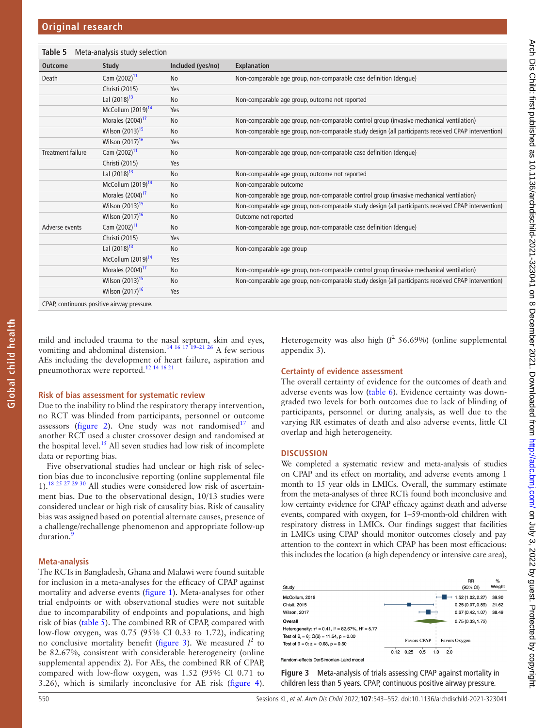**Table 5** Meta-analysis study selection

| Outcome | Study | Included (yes/no) | Explanation |
|---|---|---|---|
| Death | Cam (2002)[11] | No | Non-comparable age group, non-comparable case definition (dengue) |
| | Christi (2015) | Yes | |
| | Lal (2018)[13] | No | Non-comparable age group, outcome not reported |
| | McCollum (2019)[14] | Yes | |
| | Morales (2004)[17] | No | Non-comparable age group, non-comparable control group (invasive mechanical ventilation) |
| | Wilson (2013)[15] | No | Non-comparable age group, non-comparable study design (all participants received CPAP intervention) |
| | Wilson (2017)[16] | Yes | |
| Treatment failure | Cam (2002)[11] | No | Non-comparable age group, non-comparable case definition (dengue) |
| | Christi (2015) | Yes | |
| | Lal (2018)[13] | No | Non-comparable age group, outcome not reported |
| | McCollum (2019)[14] | No | Non-comparable outcome |
| | Morales (2004)[17] | No | Non-comparable age group, non-comparable control group (invasive mechanical ventilation) |
| | Wilson (2013)[15] | No | Non-comparable age group, non-comparable study design (all participants received CPAP intervention) |
| | Wilson (2017)[16] | No | Outcome not reported |
| Adverse events | Cam (2002)[11] | No | Non-comparable age group, non-comparable case definition (dengue) |
| | Christi (2015) | Yes | |
| | Lal (2018)[13] | No | Non-comparable age group |
| | McCollum (2019)[14] | Yes | |
| | Morales (2004)[17] | No | Non-comparable age group, non-comparable control group (invasive mechanical ventilation) |
| | Wilson (2013)[15] | No | Non-comparable age group, non-comparable study design (all participants received CPAP intervention) |
| | Wilson (2017)[16] | Yes | |

CPAP, continuous positive airway pressure.

mild and included trauma to the nasal septum, skin and eyes, vomiting and abdominal distension.[14 16 17 19–21 26] A few serious AEs including the development of heart failure, aspiration and pneumothorax were reported.[12 14 16 21]

### Risk of bias assessment for systematic review

Due to the inability to blind the respiratory therapy intervention, no RCT was blinded from participants, personnel or outcome assessors (figure 2). One study was not randomised[17] and another RCT used a cluster crossover design and randomised at the hospital level.[15] All seven studies had low risk of incomplete data or reporting bias.

Five observational studies had unclear or high risk of selection bias due to inconclusive reporting (online supplemental file 1).[18 25 27 29 30] All studies were considered low risk of ascertainment bias. Due to the observational design, 10/13 studies were considered unclear or high risk of causality bias. Risk of causality bias was assigned based on potential alternate causes, presence of a challenge/rechallenge phenomenon and appropriate follow-up duration.[9]

### Meta-analysis

The RCTs in Bangladesh, Ghana and Malawi were found suitable for inclusion in a meta-analyses for the efficacy of CPAP against mortality and adverse events (figure 1). Meta-analyses for other trial endpoints or with observational studies were not suitable due to incomparability of endpoints and populations, and high risk of bias (table 5). The combined RR of CPAP, compared with low-flow oxygen, was 0.75 (95% CI 0.33 to 1.72), indicating no conclusive mortality benefit (figure 3). We measured $I^2$ to be 82.67%, consistent with considerable heterogeneity (online supplemental appendix 2). For AEs, the combined RR of CPAP, compared with low-flow oxygen, was 1.52 (95% CI 0.71 to 3.26), which is similarly inconclusive for AE risk (figure 4). Heterogeneity was also high ($I^2$ 56.69%) (online supplemental appendix 3).

### Certainty of evidence assessment

The overall certainty of evidence for the outcomes of death and adverse events was low (table 6). Evidence certainty was downgraded two levels for both outcomes due to lack of blinding of participants, personnel or during analysis, as well due to the varying RR estimates of death and also adverse events, little CI overlap and high heterogeneity.

## DISCUSSION

We completed a systematic review and meta-analysis of studies on CPAP and its effect on mortality, and adverse events among 1 month to 15 year olds in LMICs. Overall, the summary estimate from the meta-analyses of three RCTs found both inconclusive and low certainty evidence for CPAP efficacy against death and adverse events, compared with oxygen, for 1–59-month-old children with respiratory distress in LMICs. Our findings suggest that facilities in LMICs using CPAP should monitor outcomes closely and pay attention to the context in which CPAP has been most efficacious: this includes the location (a high dependency or intensive care area),

| Study | RR (95% CI) | % Weight |
|---|---|---|
| McCollum, 2019 | 1.52 (1.02, 2.27) | 39.90 |
| Chisti, 2015 | 0.25 (0.07, 0.89) | 21.62 |
| Wilson, 2017 | 0.67 (0.42, 1.07) | 38.49 |
| Overall | 0.75 (0.33, 1.72) | |

Heterogeneity: $\tau^2 = 0.41$, $I^2 = 82.67\%$, $H^2 = 5.77$
Test of $\theta_i = \theta_j$: $Q(2) = 11.54$, $p = 0.00$
Test of $\theta = 0$: $z = -0.68$, $p = 0.50$
Favors CPAP | Favors Oxygen
Random-effects DerSimonian-Laird model

**Figure 3** Meta-analysis of trials assessing CPAP against mortality in children less than 5 years. CPAP, continuous positive airway pressure.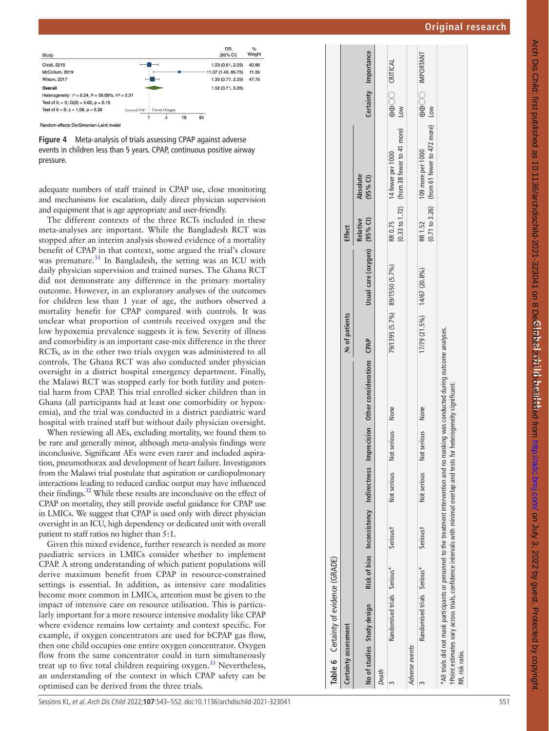| Study | RR (95% CI) | % Weight |
|---|---|---|
| Chisti, 2015 | 1.03 (0.51, 2.09) | 40.90 |
| McCollum, 2019 | 11.07 (1.43, 85.73) | 11.35 |
| Wilson, 2017 | 1.33 (0.77, 2.29) | 47.75 |
| Overall | 1.52 (0.71, 3.26) | |

Heterogeneity: $\tau^2 = 0.24$, $I^2 = 56.69\%$, $H^2 = 2.31$
Test of $\theta_i = \theta_j$: $Q(2) = 4.62$, $p = 0.10$
Test of $\theta = 0$: $z = 1.08$, $p = 0.28$

Favors CPAP | Favors Oxygen

Random-effects DerSimonian-Laird model

**Figure 4** Meta-analysis of trials assessing CPAP against adverse events in children less than 5 years. CPAP, continuous positive airway pressure.

adequate numbers of staff trained in CPAP use, close monitoring and mechanisms for escalation, daily direct physician supervision and equipment that is age appropriate and user-friendly.

The different contexts of the three RCTs included in these meta-analyses are important. While the Bangladesh RCT was stopped after an interim analysis showed evidence of a mortality benefit of CPAP in that context, some argued the trial's closure was premature.[31] In Bangladesh, the setting was an ICU with daily physician supervision and trained nurses. The Ghana RCT did not demonstrate any difference in the primary mortality outcome. However, in an exploratory analyses of the outcomes for children less than 1 year of age, the authors observed a mortality benefit for CPAP compared with controls. It was unclear what proportion of controls received oxygen and the low hypoxemia prevalence suggests it is few. Severity of illness and comorbidity is an important case-mix difference in the three RCTs, as in the other two trials oxygen was administered to all controls. The Ghana RCT was also conducted under physician oversight in a district hospital emergency department. Finally, the Malawi RCT was stopped early for both futility and potential harm from CPAP. This trial enrolled sicker children than in Ghana (all participants had at least one comorbidity or hypoxemia), and the trial was conducted in a district paediatric ward hospital with trained staff but without daily physician oversight.

When reviewing all AEs, excluding mortality, we found them to be rare and generally minor, although meta-analysis findings were inconclusive. Significant AEs were even rarer and included aspiration, pneumothorax and development of heart failure. Investigators from the Malawi trial postulate that aspiration or cardiopulmonary interactions leading to reduced cardiac output may have influenced their findings.[32] While these results are inconclusive on the effect of CPAP on mortality, they still provide useful guidance for CPAP use in LMICs. We suggest that CPAP is used only with direct physician oversight in an ICU, high dependency or dedicated unit with overall patient to staff ratios no higher than 5:1.

Given this mixed evidence, further research is needed as more paediatric services in LMICs consider whether to implement CPAP. A strong understanding of which patient populations will derive maximum benefit from CPAP in resource-constrained settings is essential. In addition, as intensive care modalities become more common in LMICs, attention must be given to the impact of intensive care on resource utilisation. This is particularly important for a more resource intensive modality like CPAP where evidence remains low certainty and context specific. For example, if oxygen concentrators are used for bCPAP gas flow, then one child occupies one entire oxygen concentrator. Oxygen flow from the same concentrator could in turn simultaneously treat up to five total children requiring oxygen.[33] Nevertheless, an understanding of the context in which CPAP safety can be optimised can be derived from the three trials.

**Table 6** Certainty of evidence (GRADE)

| Certainty assessment | | | | | | | № of patients | | Effect | | | |
|---|---|---|---|---|---|---|---|---|---|---|---|---|
| No of studies | Study design | Risk of bias | Inconsistency | Indirectness | Imprecision | Other considerations | CPAP | Usual care (oxygen) | Relative (95% CI) | Absolute (95% CI) | Certainty | Importance |
| *Death* | | | | | | | | | | | | |
| 3 | Randomised trials | Serious* | Serious† | Not serious | Not serious | None | 79/1395 (5.7%) | 89/1550 (5.7%) | RR 0.75 (0.33 to 1.72) | 14 fewer per 1000 (from 38 fewer to 41 more) | ⊕⊕◯◯ Low | CRITICAL |
| *Adverse events* | | | | | | | | | | | | |
| 3 | Randomised trials | Serious* | Serious† | Not serious | Not serious | None | 17/79 (21.5%) | 14/67 (20.8%) | RR 1.52 (0.71 to 3.26) | 109 more per 1000 (from 61 fewer to 472 more) | ⊕⊕◯◯ Low | IMPORTANT |

*All trials did not mask participants or personnel to the treatment intervention and no masking was conducted during outcome analyses.
†Point estimates vary across trials, confidence intervals with minimal overlap and tests for heterogeneity significant.
RR, risk ratio.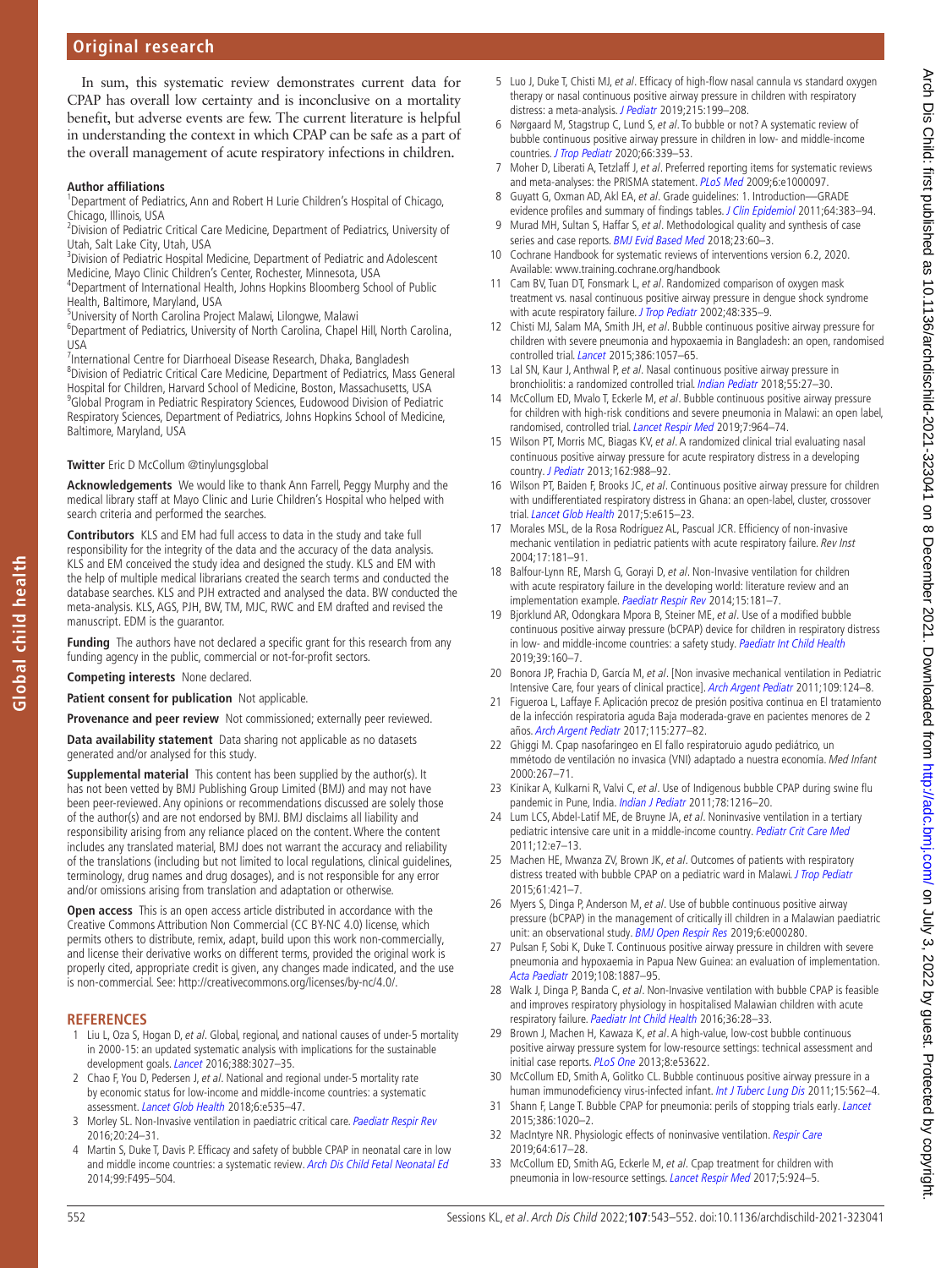In sum, this systematic review demonstrates current data for CPAP has overall low certainty and is inconclusive on a mortality benefit, but adverse events are few. The current literature is helpful in understanding the context in which CPAP can be safe as a part of the overall management of acute respiratory infections in children.

**Author affiliations**

[1]Department of Pediatrics, Ann and Robert H Lurie Children's Hospital of Chicago, Chicago, Illinois, USA
[2]Division of Pediatric Critical Care Medicine, Department of Pediatrics, University of Utah, Salt Lake City, Utah, USA
[3]Division of Pediatric Hospital Medicine, Department of Pediatric and Adolescent Medicine, Mayo Clinic Children's Center, Rochester, Minnesota, USA
[4]Department of International Health, Johns Hopkins Bloomberg School of Public Health, Baltimore, Maryland, USA
[5]University of North Carolina Project Malawi, Lilongwe, Malawi
[6]Department of Pediatrics, University of North Carolina, Chapel Hill, North Carolina, USA
[7]International Centre for Diarrhoeal Disease Research, Dhaka, Bangladesh
[8]Division of Pediatric Critical Care Medicine, Department of Pediatrics, Mass General Hospital for Children, Harvard School of Medicine, Boston, Massachusetts, USA
[9]Global Program in Pediatric Respiratory Sciences, Eudowood Division of Pediatric Respiratory Sciences, Department of Pediatrics, Johns Hopkins School of Medicine, Baltimore, Maryland, USA

**Twitter** Eric D McCollum @tinylungsglobal

**Acknowledgements** We would like to thank Ann Farrell, Peggy Murphy and the medical library staff at Mayo Clinic and Lurie Children's Hospital who helped with search criteria and performed the searches.

**Contributors** KLS and EM had full access to data in the study and take full responsibility for the integrity of the data and the accuracy of the data analysis. KLS and EM conceived the study idea and designed the study. KLS and EM with the help of multiple medical librarians created the search terms and conducted the database searches. KLS and PJH extracted and analysed the data. BW conducted the meta-analysis. KLS, AGS, PJH, BW, TM, MJC, RWC and EM drafted and revised the manuscript. EDM is the guarantor.

**Funding** The authors have not declared a specific grant for this research from any funding agency in the public, commercial or not-for-profit sectors.

**Competing interests** None declared.

**Patient consent for publication** Not applicable.

**Provenance and peer review** Not commissioned; externally peer reviewed.

**Data availability statement** Data sharing not applicable as no datasets generated and/or analysed for this study.

**Supplemental material** This content has been supplied by the author(s). It has not been vetted by BMJ Publishing Group Limited (BMJ) and may not have been peer-reviewed. Any opinions or recommendations discussed are solely those of the author(s) and are not endorsed by BMJ. BMJ disclaims all liability and responsibility arising from any reliance placed on the content. Where the content includes any translated material, BMJ does not warrant the accuracy and reliability of the translations (including but not limited to local regulations, clinical guidelines, terminology, drug names and drug dosages), and is not responsible for any error and/or omissions arising from translation and adaptation or otherwise.

**Open access** This is an open access article distributed in accordance with the Creative Commons Attribution Non Commercial (CC BY-NC 4.0) license, which permits others to distribute, remix, adapt, build upon this work non-commercially, and license their derivative works on different terms, provided the original work is properly cited, appropriate credit is given, any changes made indicated, and the use is non-commercial. See: http://creativecommons.org/licenses/by-nc/4.0/.

## REFERENCES

1. Liu L, Oza S, Hogan D, *et al*. Global, regional, and national causes of under-5 mortality in 2000-15: an updated systematic analysis with implications for the sustainable development goals. *Lancet* 2016;388:3027–35.
2. Chao F, You D, Pedersen J, *et al*. National and regional under-5 mortality rate by economic status for low-income and middle-income countries: a systematic assessment. *Lancet Glob Health* 2018;6:e535–47.
3. Morley SL. Non-Invasive ventilation in paediatric critical care. *Paediatr Respir Rev* 2016;20:24–31.
4. Martin S, Duke T, Davis P. Efficacy and safety of bubble CPAP in neonatal care in low and middle income countries: a systematic review. *Arch Dis Child Fetal Neonatal Ed* 2014;99:F495–504.
5. Luo J, Duke T, Chisti MJ, *et al*. Efficacy of high-flow nasal cannula vs standard oxygen therapy or nasal continuous positive airway pressure in children with respiratory distress: a meta-analysis. *J Pediatr* 2019;215:199–208.
6. Nørgaard M, Stagstrup C, Lund S, *et al*. To bubble or not? A systematic review of bubble continuous positive airway pressure in children in low- and middle-income countries. *J Trop Pediatr* 2020;66:339–53.
7. Moher D, Liberati A, Tetzlaff J, *et al*. Preferred reporting items for systematic reviews and meta-analyses: the PRISMA statement. *PLoS Med* 2009;6:e1000097.
8. Guyatt G, Oxman AD, Akl EA, *et al*. Grade guidelines: 1. Introduction—GRADE evidence profiles and summary of findings tables. *J Clin Epidemiol* 2011;64:383–94.
9. Murad MH, Sultan S, Haffar S, *et al*. Methodological quality and synthesis of case series and case reports. *BMJ Evid Based Med* 2018;23:60–3.
10. Cochrane Handbook for systematic reviews of interventions version 6.2, 2020. Available: www.training.cochrane.org/handbook
11. Cam BV, Tuan DT, Fonsmark L, *et al*. Randomized comparison of oxygen mask treatment vs. nasal continuous positive airway pressure in dengue shock syndrome with acute respiratory failure. *J Trop Pediatr* 2002;48:335–9.
12. Chisti MJ, Salam MA, Smith JH, *et al*. Bubble continuous positive airway pressure for children with severe pneumonia and hypoxaemia in Bangladesh: an open, randomised controlled trial. *Lancet* 2015;386:1057–65.
13. Lal SN, Kaur J, Anthwal P, *et al*. Nasal continuous positive airway pressure in bronchiolitis: a randomized controlled trial. *Indian Pediatr* 2018;55:27–30.
14. McCollum ED, Mvalo T, Eckerle M, *et al*. Bubble continuous positive airway pressure for children with high-risk conditions and severe pneumonia in Malawi: an open label, randomised, controlled trial. *Lancet Respir Med* 2019;7:964–74.
15. Wilson PT, Morris MC, Biagas KV, *et al*. A randomized clinical trial evaluating nasal continuous positive airway pressure for acute respiratory distress in a developing country. *J Pediatr* 2013;162:988–92.
16. Wilson PT, Baiden F, Brooks JC, *et al*. Continuous positive airway pressure for children with undifferentiated respiratory distress in Ghana: an open-label, cluster, crossover trial. *Lancet Glob Health* 2017;5:e615–23.
17. Morales MSL, de la Rosa Rodríguez AL, Pascual JCR. Efficiency of non-invasive mechanic ventilation in pediatric patients with acute respiratory failure. *Rev Inst* 2004;17:181–91.
18. Balfour-Lynn RE, Marsh G, Gorayi D, *et al*. Non-Invasive ventilation for children with acute respiratory failure in the developing world: literature review and an implementation example. *Paediatr Respir Rev* 2014;15:181–7.
19. Bjorklund AR, Odongkara Mpora B, Steiner ME, *et al*. Use of a modified bubble continuous positive airway pressure (bCPAP) device for children in respiratory distress in low- and middle-income countries: a safety study. *Paediatr Int Child Health* 2019;39:160–7.
20. Bonora JP, Frachia D, García M, *et al*. [Non invasive mechanical ventilation in Pediatric Intensive Care, four years of clinical practice]. *Arch Argent Pediatr* 2011;109:124–8.
21. Figueroa L, Laffaye F. Aplicación precoz de presión positiva continua en El tratamiento de la infección respiratoria aguda Baja moderada-grave en pacientes menores de 2 años. *Arch Argent Pediatr* 2017;115:277–82.
22. Ghiggi M. Cpap nasofaringeo en El fallo respiratoruio agudo pediátrico, un mmétodo de ventilación no invasiva (VNI) adaptado a nuestra economía. *Med Infant* 2000:267–71.
23. Kinikar A, Kulkarni R, Valvi C, *et al*. Use of Indigenous bubble CPAP during swine flu pandemic in Pune, India. *Indian J Pediatr* 2011;78:1216–20.
24. Lum LCS, Abdel-Latif ME, de Bruyne JA, *et al*. Noninvasive ventilation in a tertiary pediatric intensive care unit in a middle-income country. *Pediatr Crit Care Med* 2011;12:e7–13.
25. Machen HE, Mwanza ZV, Brown JK, *et al*. Outcomes of patients with respiratory distress treated with bubble CPAP on a pediatric ward in Malawi. *J Trop Pediatr* 2015;61:421–7.
26. Myers S, Dinga P, Anderson M, *et al*. Use of bubble continuous positive airway pressure (bCPAP) in the management of critically ill children in a Malawian paediatric unit: an observational study. *BMJ Open Respir Res* 2019;6:e000280.
27. Pulsan F, Sobi K, Duke T. Continuous positive airway pressure in children with severe pneumonia and hypoxaemia in Papua New Guinea: an evaluation of implementation. *Acta Paediatr* 2019;108:1887–95.
28. Walk J, Dinga P, Banda C, *et al*. Non-Invasive ventilation with bubble CPAP is feasible and improves respiratory physiology in hospitalised Malawian children with acute respiratory failure. *Paediatr Int Child Health* 2016;36:28–33.
29. Brown J, Machen H, Kawaza K, *et al*. A high-value, low-cost bubble continuous positive airway pressure system for low-resource settings: technical assessment and initial case reports. *PLoS One* 2013;8:e53622.
30. McCollum ED, Smith A, Golitko CL. Bubble continuous positive airway pressure in a human immunodeficiency virus-infected infant. *Int J Tuberc Lung Dis* 2011;15:562–4.
31. Shann F, Lange T. Bubble CPAP for pneumonia: perils of stopping trials early. *Lancet* 2015;386:1020–2.
32. MacIntyre NR. Physiologic effects of noninvasive ventilation. *Respir Care* 2019;64:617–28.
33. McCollum ED, Smith AG, Eckerle M, *et al*. Cpap treatment for children with pneumonia in low-resource settings. *Lancet Respir Med* 2017;5:924–5.